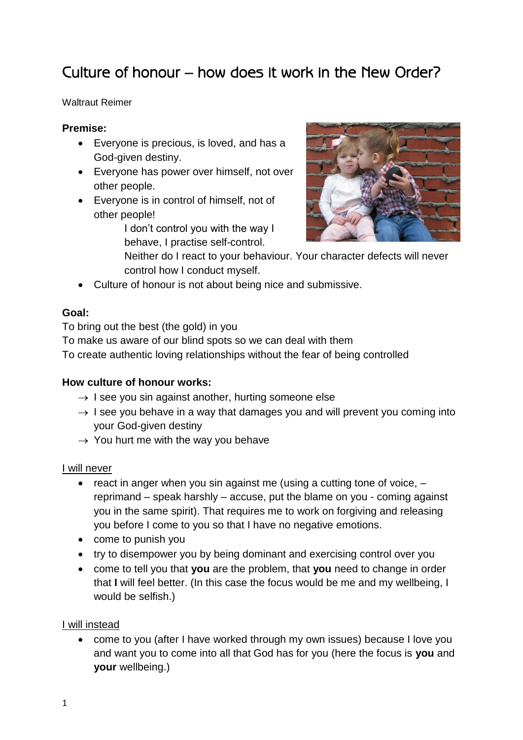# Culture of honour – how does it work in the New Order?

Waltraut Reimer

**Premise:**

- Everyone is precious, is loved, and has a God-given destiny.
- Everyone has power over himself, not over other people.
- Everyone is in control of himself, not of other people!

  I don't control you with the way I behave, I practise self-control.

  Neither do I react to your behaviour. Your character defects will never control how I conduct myself.
- Culture of honour is not about being nice and submissive.

**Goal:**

To bring out the best (the gold) in you

To make us aware of our blind spots so we can deal with them

To create authentic loving relationships without the fear of being controlled

**How culture of honour works:**

→ I see you sin against another, hurting someone else

→ I see you behave in a way that damages you and will prevent you coming into your God-given destiny

→ You hurt me with the way you behave

<u>I will never</u>

- react in anger when you sin against me (using a cutting tone of voice, – reprimand – speak harshly – accuse, put the blame on you - coming against you in the same spirit). That requires me to work on forgiving and releasing you before I come to you so that I have no negative emotions.
- come to punish you
- try to disempower you by being dominant and exercising control over you
- come to tell you that **you** are the problem, that **you** need to change in order that **I** will feel better. (In this case the focus would be me and my wellbeing, I would be selfish.)

<u>I will instead</u>

- come to you (after I have worked through my own issues) because I love you and want you to come into all that God has for you (here the focus is **you** and **your** wellbeing.)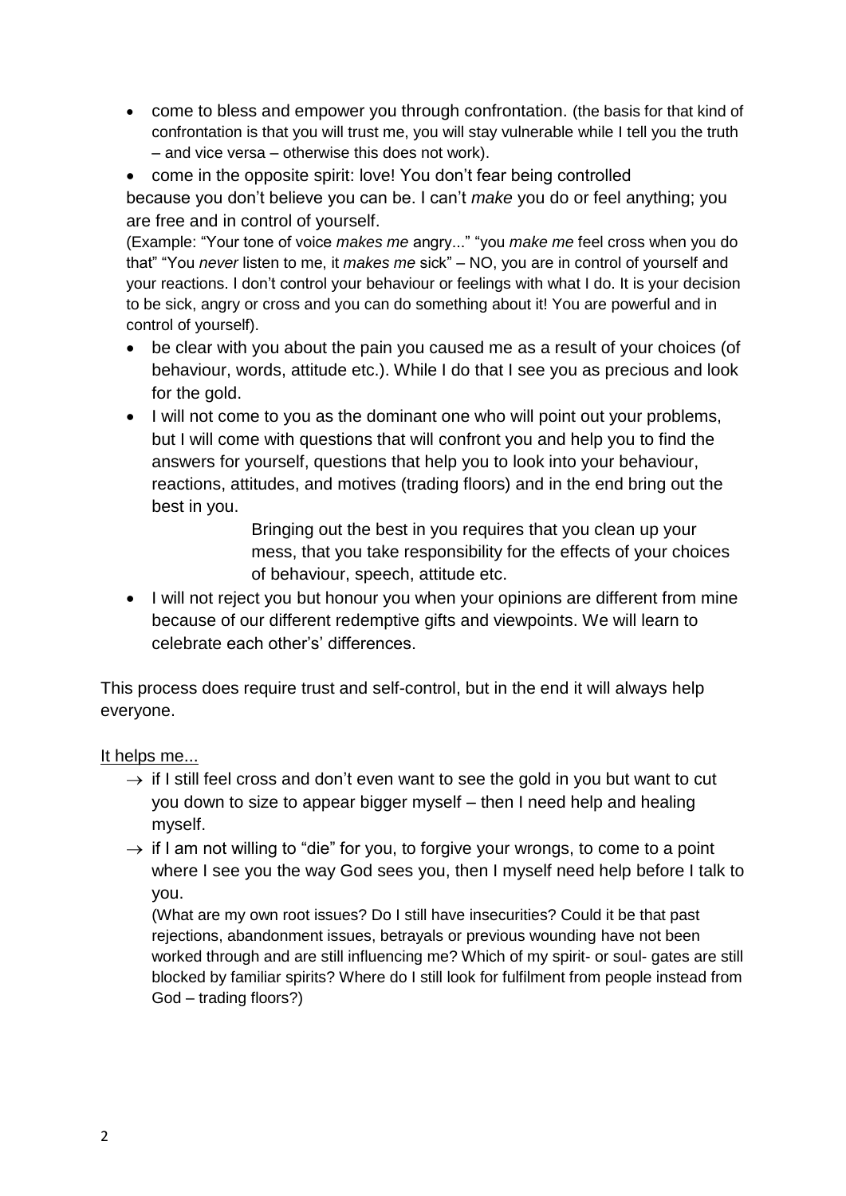- come to bless and empower you through confrontation. (the basis for that kind of confrontation is that you will trust me, you will stay vulnerable while I tell you the truth – and vice versa – otherwise this does not work).
- come in the opposite spirit: love! You don't fear being controlled because you don't believe you can be. I can't *make* you do or feel anything; you are free and in control of yourself.

  (Example: "Your tone of voice *makes me* angry..." "you *make me* feel cross when you do that" "You *never* listen to me, it *makes me* sick" – NO, you are in control of yourself and your reactions. I don't control your behaviour or feelings with what I do. It is your decision to be sick, angry or cross and you can do something about it! You are powerful and in control of yourself).
- be clear with you about the pain you caused me as a result of your choices (of behaviour, words, attitude etc.). While I do that I see you as precious and look for the gold.
- I will not come to you as the dominant one who will point out your problems, but I will come with questions that will confront you and help you to find the answers for yourself, questions that help you to look into your behaviour, reactions, attitudes, and motives (trading floors) and in the end bring out the best in you.

  Bringing out the best in you requires that you clean up your mess, that you take responsibility for the effects of your choices of behaviour, speech, attitude etc.
- I will not reject you but honour you when your opinions are different from mine because of our different redemptive gifts and viewpoints. We will learn to celebrate each other's' differences.

This process does require trust and self-control, but in the end it will always help everyone.

<u>It helps me...</u>

→ if I still feel cross and don't even want to see the gold in you but want to cut you down to size to appear bigger myself – then I need help and healing myself.

→ if I am not willing to "die" for you, to forgive your wrongs, to come to a point where I see you the way God sees you, then I myself need help before I talk to you.

(What are my own root issues? Do I still have insecurities? Could it be that past rejections, abandonment issues, betrayals or previous wounding have not been worked through and are still influencing me? Which of my spirit- or soul- gates are still blocked by familiar spirits? Where do I still look for fulfilment from people instead from God – trading floors?)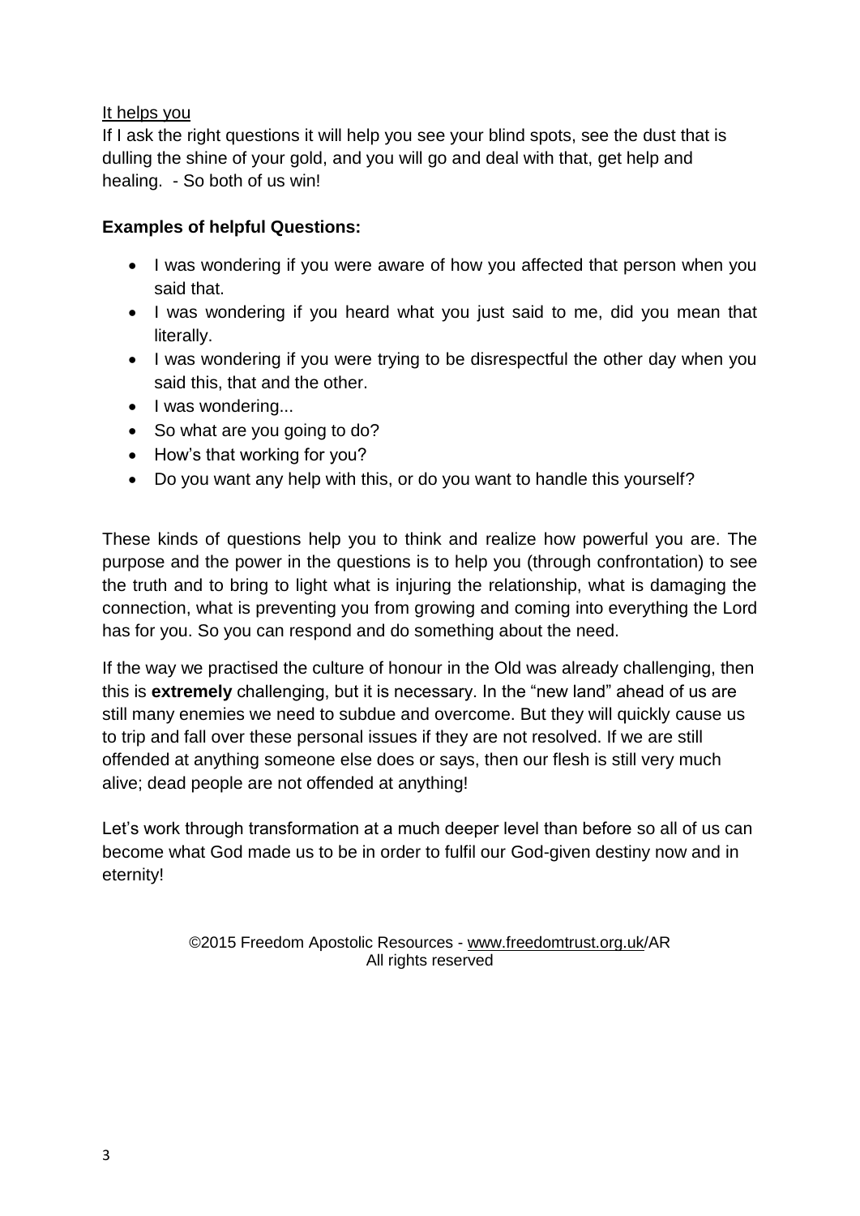<u>It helps you</u>

If I ask the right questions it will help you see your blind spots, see the dust that is dulling the shine of your gold, and you will go and deal with that, get help and healing. - So both of us win!

**Examples of helpful Questions:**

- I was wondering if you were aware of how you affected that person when you said that.
- I was wondering if you heard what you just said to me, did you mean that literally.
- I was wondering if you were trying to be disrespectful the other day when you said this, that and the other.
- I was wondering...
- So what are you going to do?
- How's that working for you?
- Do you want any help with this, or do you want to handle this yourself?

These kinds of questions help you to think and realize how powerful you are. The purpose and the power in the questions is to help you (through confrontation) to see the truth and to bring to light what is injuring the relationship, what is damaging the connection, what is preventing you from growing and coming into everything the Lord has for you. So you can respond and do something about the need.

If the way we practised the culture of honour in the Old was already challenging, then this is **extremely** challenging, but it is necessary. In the "new land" ahead of us are still many enemies we need to subdue and overcome. But they will quickly cause us to trip and fall over these personal issues if they are not resolved. If we are still offended at anything someone else does or says, then our flesh is still very much alive; dead people are not offended at anything!

Let's work through transformation at a much deeper level than before so all of us can become what God made us to be in order to fulfil our God-given destiny now and in eternity!

©2015 Freedom Apostolic Resources - www.freedomtrust.org.uk/AR
All rights reserved